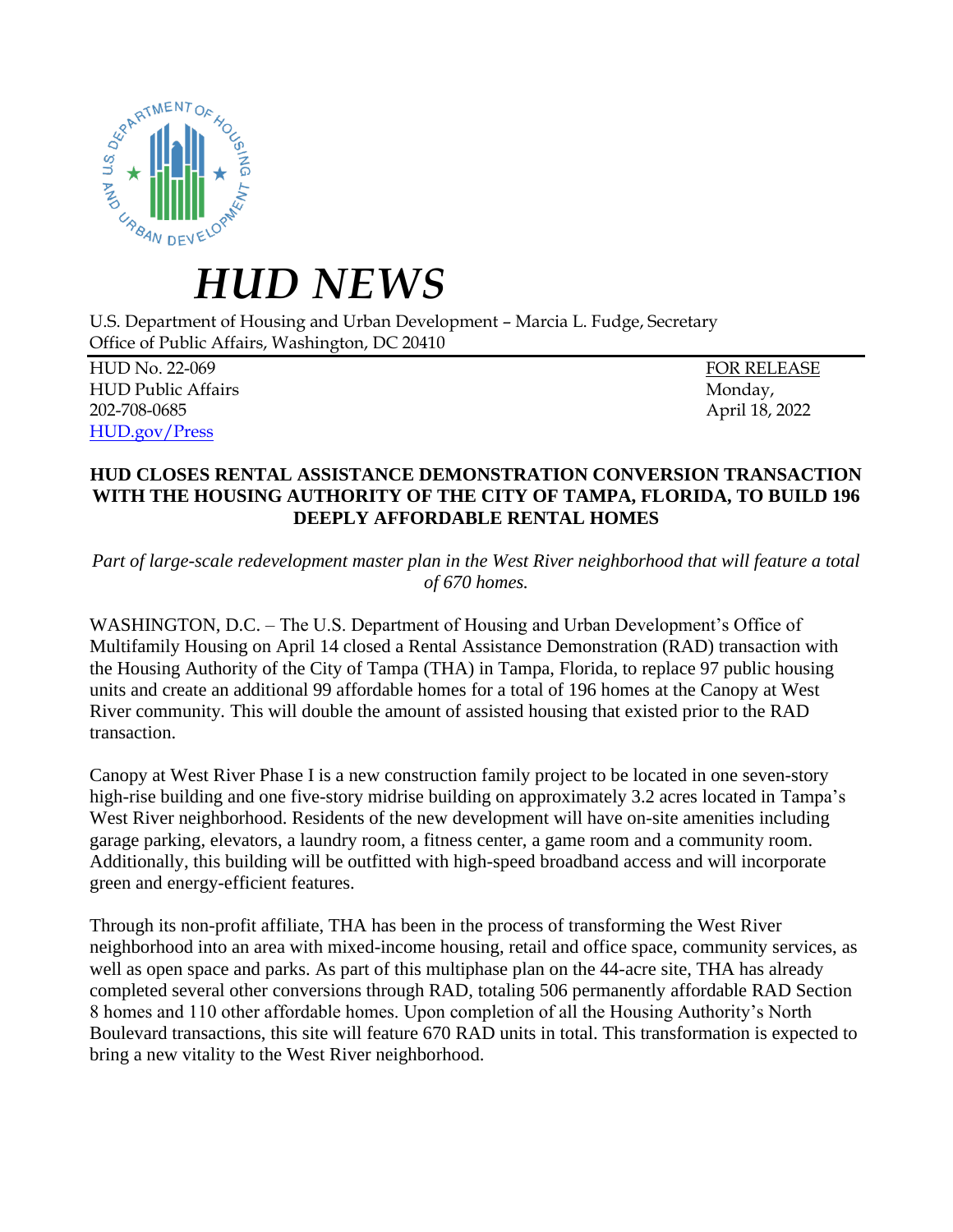# *HUD NEWS*

U.S. Department of Housing and Urban Development – Marcia L. Fudge, Secretary
Office of Public Affairs, Washington, DC 20410

HUD No. 22-069
HUD Public Affairs
202-708-0685
HUD.gov/Press

FOR RELEASE
Monday,
April 18, 2022

**HUD CLOSES RENTAL ASSISTANCE DEMONSTRATION CONVERSION TRANSACTION WITH THE HOUSING AUTHORITY OF THE CITY OF TAMPA, FLORIDA, TO BUILD 196 DEEPLY AFFORDABLE RENTAL HOMES**

*Part of large-scale redevelopment master plan in the West River neighborhood that will feature a total of 670 homes.*

WASHINGTON, D.C. – The U.S. Department of Housing and Urban Development's Office of Multifamily Housing on April 14 closed a Rental Assistance Demonstration (RAD) transaction with the Housing Authority of the City of Tampa (THA) in Tampa, Florida, to replace 97 public housing units and create an additional 99 affordable homes for a total of 196 homes at the Canopy at West River community. This will double the amount of assisted housing that existed prior to the RAD transaction.

Canopy at West River Phase I is a new construction family project to be located in one seven-story high-rise building and one five-story midrise building on approximately 3.2 acres located in Tampa's West River neighborhood. Residents of the new development will have on-site amenities including garage parking, elevators, a laundry room, a fitness center, a game room and a community room. Additionally, this building will be outfitted with high-speed broadband access and will incorporate green and energy-efficient features.

Through its non-profit affiliate, THA has been in the process of transforming the West River neighborhood into an area with mixed-income housing, retail and office space, community services, as well as open space and parks. As part of this multiphase plan on the 44-acre site, THA has already completed several other conversions through RAD, totaling 506 permanently affordable RAD Section 8 homes and 110 other affordable homes. Upon completion of all the Housing Authority's North Boulevard transactions, this site will feature 670 RAD units in total. This transformation is expected to bring a new vitality to the West River neighborhood.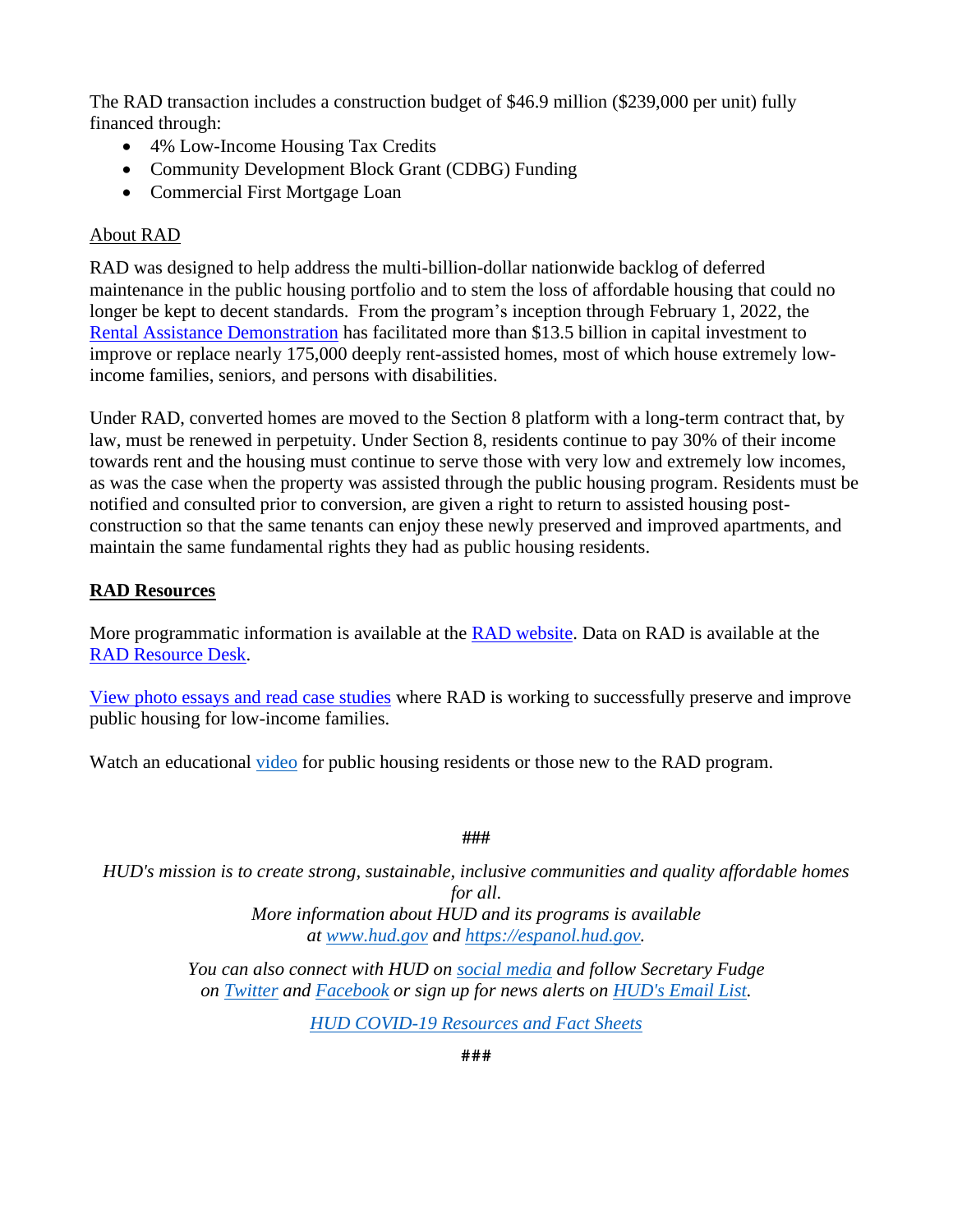The RAD transaction includes a construction budget of $46.9 million ($239,000 per unit) fully financed through:

- 4% Low-Income Housing Tax Credits
- Community Development Block Grant (CDBG) Funding
- Commercial First Mortgage Loan

About RAD

RAD was designed to help address the multi-billion-dollar nationwide backlog of deferred maintenance in the public housing portfolio and to stem the loss of affordable housing that could no longer be kept to decent standards. From the program's inception through February 1, 2022, the Rental Assistance Demonstration has facilitated more than $13.5 billion in capital investment to improve or replace nearly 175,000 deeply rent-assisted homes, most of which house extremely low-income families, seniors, and persons with disabilities.

Under RAD, converted homes are moved to the Section 8 platform with a long-term contract that, by law, must be renewed in perpetuity. Under Section 8, residents continue to pay 30% of their income towards rent and the housing must continue to serve those with very low and extremely low incomes, as was the case when the property was assisted through the public housing program. Residents must be notified and consulted prior to conversion, are given a right to return to assisted housing post-construction so that the same tenants can enjoy these newly preserved and improved apartments, and maintain the same fundamental rights they had as public housing residents.

**RAD Resources**

More programmatic information is available at the RAD website. Data on RAD is available at the RAD Resource Desk.

View photo essays and read case studies where RAD is working to successfully preserve and improve public housing for low-income families.

Watch an educational video for public housing residents or those new to the RAD program.

###

*HUD's mission is to create strong, sustainable, inclusive communities and quality affordable homes for all.*
*More information about HUD and its programs is available at www.hud.gov and https://espanol.hud.gov.*

*You can also connect with HUD on social media and follow Secretary Fudge on Twitter and Facebook or sign up for news alerts on HUD's Email List.*

*HUD COVID-19 Resources and Fact Sheets*

###